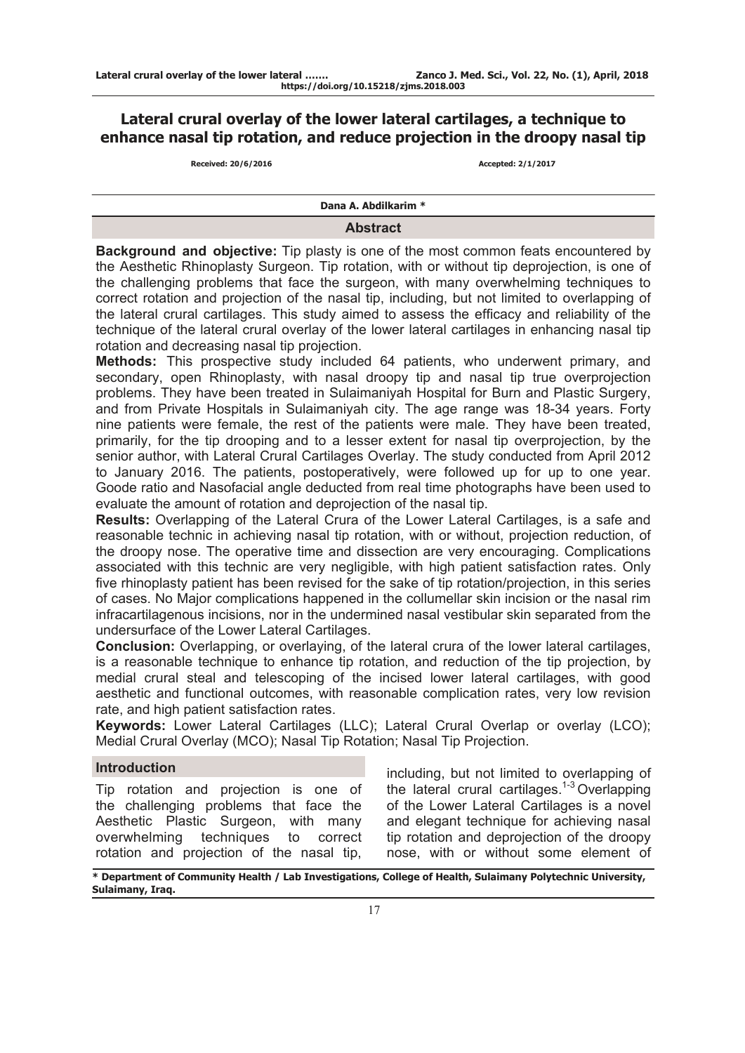# Lateral crural overlay of the lower lateral cartilages, a technique to enhance nasal tip rotation, and reduce projection in the droopy nasal tip

**Received: 20/6/2016** **Accepted: 2/1/2017**

**Dana A. Abdilkarim** *

## Abstract

**Background and objective:** Tip plasty is one of the most common feats encountered by the Aesthetic Rhinoplasty Surgeon. Tip rotation, with or without tip deprojection, is one of the challenging problems that face the surgeon, with many overwhelming techniques to correct rotation and projection of the nasal tip, including, but not limited to overlapping of the lateral crural cartilages. This study aimed to assess the efficacy and reliability of the technique of the lateral crural overlay of the lower lateral cartilages in enhancing nasal tip rotation and decreasing nasal tip projection.

**Methods:** This prospective study included 64 patients, who underwent primary, and secondary, open Rhinoplasty, with nasal droopy tip and nasal tip true overprojection problems. They have been treated in Sulaimaniyah Hospital for Burn and Plastic Surgery, and from Private Hospitals in Sulaimaniyah city. The age range was 18-34 years. Forty nine patients were female, the rest of the patients were male. They have been treated, primarily, for the tip drooping and to a lesser extent for nasal tip overprojection, by the senior author, with Lateral Crural Cartilages Overlay. The study conducted from April 2012 to January 2016. The patients, postoperatively, were followed up for up to one year. Goode ratio and Nasofacial angle deducted from real time photographs have been used to evaluate the amount of rotation and deprojection of the nasal tip.

**Results:** Overlapping of the Lateral Crura of the Lower Lateral Cartilages, is a safe and reasonable technic in achieving nasal tip rotation, with or without, projection reduction, of the droopy nose. The operative time and dissection are very encouraging. Complications associated with this technic are very negligible, with high patient satisfaction rates. Only five rhinoplasty patient has been revised for the sake of tip rotation/projection, in this series of cases. No Major complications happened in the collumellar skin incision or the nasal rim infracartilagenous incisions, nor in the undermined nasal vestibular skin separated from the undersurface of the Lower Lateral Cartilages.

**Conclusion:** Overlapping, or overlaying, of the lateral crura of the lower lateral cartilages, is a reasonable technique to enhance tip rotation, and reduction of the tip projection, by medial crural steal and telescoping of the incised lower lateral cartilages, with good aesthetic and functional outcomes, with reasonable complication rates, very low revision rate, and high patient satisfaction rates.

**Keywords:** Lower Lateral Cartilages (LLC); Lateral Crural Overlap or overlay (LCO); Medial Crural Overlay (MCO); Nasal Tip Rotation; Nasal Tip Projection.

## Introduction

Tip rotation and projection is one of the challenging problems that face the Aesthetic Plastic Surgeon, with many overwhelming techniques to correct rotation and projection of the nasal tip, including, but not limited to overlapping of the lateral crural cartilages.[1-3] Overlapping of the Lower Lateral Cartilages is a novel and elegant technique for achieving nasal tip rotation and deprojection of the droopy nose, with or without some element of

* Department of Community Health / Lab Investigations, College of Health, Sulaimany Polytechnic University, Sulaimany, Iraq.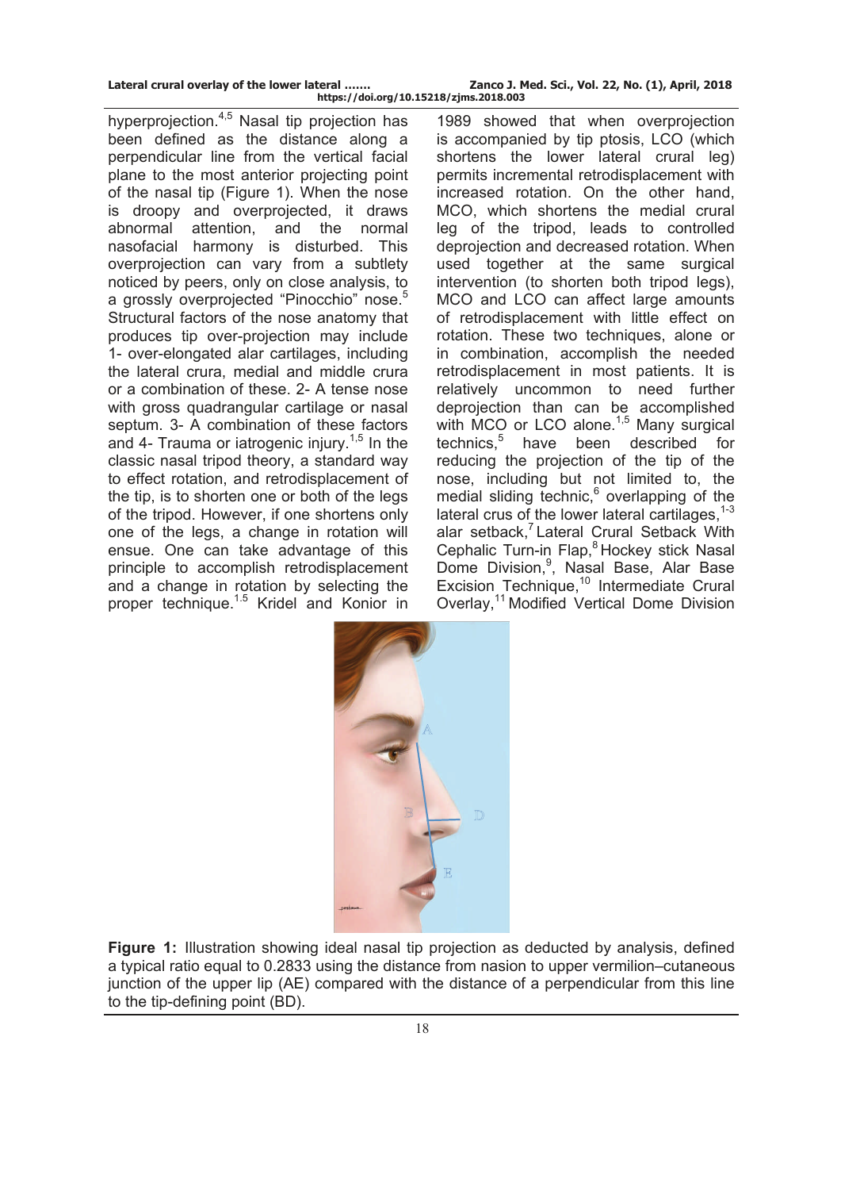hyperprojection.[4,5] Nasal tip projection has been defined as the distance along a perpendicular line from the vertical facial plane to the most anterior projecting point of the nasal tip (Figure 1). When the nose is droopy and overprojected, it draws abnormal attention, and the normal nasofacial harmony is disturbed. This overprojection can vary from a subtlety noticed by peers, only on close analysis, to a grossly overprojected "Pinocchio" nose.[5] Structural factors of the nose anatomy that produces tip over-projection may include 1- over-elongated alar cartilages, including the lateral crura, medial and middle crura or a combination of these. 2- A tense nose with gross quadrangular cartilage or nasal septum. 3- A combination of these factors and 4- Trauma or iatrogenic injury.[1,5] In the classic nasal tripod theory, a standard way to effect rotation, and retrodisplacement of the tip, is to shorten one or both of the legs of the tripod. However, if one shortens only one of the legs, a change in rotation will ensue. One can take advantage of this principle to accomplish retrodisplacement and a change in rotation by selecting the proper technique.[1,5] Kridel and Konior in 1989 showed that when overprojection is accompanied by tip ptosis, LCO (which shortens the lower lateral crural leg) permits incremental retrodisplacement with increased rotation. On the other hand, MCO, which shortens the medial crural leg of the tripod, leads to controlled deprojection and decreased rotation. When used together at the same surgical intervention (to shorten both tripod legs), MCO and LCO can affect large amounts of retrodisplacement with little effect on rotation. These two techniques, alone or in combination, accomplish the needed retrodisplacement in most patients. It is relatively uncommon to need further deprojection than can be accomplished with MCO or LCO alone.[1,5] Many surgical technics,[5] have been described for reducing the projection of the tip of the nose, including but not limited to, the medial sliding technic,[6] overlapping of the lateral crus of the lower lateral cartilages,[1-3] alar setback,[7] Lateral Crural Setback With Cephalic Turn-in Flap,[8] Hockey stick Nasal Dome Division,[9], Nasal Base, Alar Base Excision Technique,[10] Intermediate Crural Overlay,[11] Modified Vertical Dome Division

**Figure 1:** Illustration showing ideal nasal tip projection as deducted by analysis, defined a typical ratio equal to 0.2833 using the distance from nasion to upper vermilion–cutaneous junction of the upper lip (AE) compared with the distance of a perpendicular from this line to the tip-defining point (BD).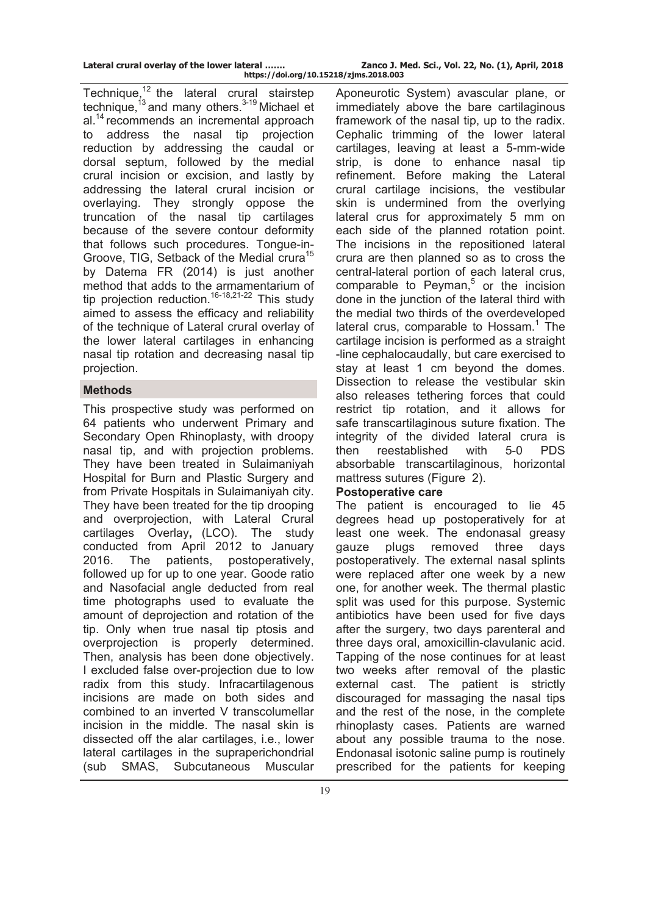Technique,[12] the lateral crural stairstep technique,[13] and many others.[3-19] Michael et al.[14] recommends an incremental approach to address the nasal tip projection reduction by addressing the caudal or dorsal septum, followed by the medial crural incision or excision, and lastly by addressing the lateral crural incision or overlaying. They strongly oppose the truncation of the nasal tip cartilages because of the severe contour deformity that follows such procedures. Tongue-in-Groove, TIG, Setback of the Medial crura[15] by Datema FR (2014) is just another method that adds to the armamentarium of tip projection reduction.[16-18,21-22] This study aimed to assess the efficacy and reliability of the technique of Lateral crural overlay of the lower lateral cartilages in enhancing nasal tip rotation and decreasing nasal tip projection.

## Methods

This prospective study was performed on 64 patients who underwent Primary and Secondary Open Rhinoplasty, with droopy nasal tip, and with projection problems. They have been treated in Sulaimaniyah Hospital for Burn and Plastic Surgery and from Private Hospitals in Sulaimaniyah city. They have been treated for the tip drooping and overprojection, with Lateral Crural cartilages Overlay**,** (LCO). The study conducted from April 2012 to January 2016. The patients, postoperatively, followed up for up to one year. Goode ratio and Nasofacial angle deducted from real time photographs used to evaluate the amount of deprojection and rotation of the tip. Only when true nasal tip ptosis and overprojection is properly determined. Then, analysis has been done objectively. I excluded false over-projection due to low radix from this study. Infracartilagenous incisions are made on both sides and combined to an inverted V transcolumellar incision in the middle. The nasal skin is dissected off the alar cartilages, i.e., lower lateral cartilages in the supraperichondrial (sub SMAS, Subcutaneous Muscular Aponeurotic System) avascular plane, or immediately above the bare cartilaginous framework of the nasal tip, up to the radix. Cephalic trimming of the lower lateral cartilages, leaving at least a 5-mm-wide strip, is done to enhance nasal tip refinement. Before making the Lateral crural cartilage incisions, the vestibular skin is undermined from the overlying lateral crus for approximately 5 mm on each side of the planned rotation point. The incisions in the repositioned lateral crura are then planned so as to cross the central-lateral portion of each lateral crus, comparable to Peyman,[5] or the incision done in the junction of the lateral third with the medial two thirds of the overdeveloped lateral crus, comparable to Hossam.[1] The cartilage incision is performed as a straight -line cephalocaudally, but care exercised to stay at least 1 cm beyond the domes. Dissection to release the vestibular skin also releases tethering forces that could restrict tip rotation, and it allows for safe transcartilaginous suture fixation. The integrity of the divided lateral crura is then reestablished with 5-0 PDS absorbable transcartilaginous, horizontal mattress sutures (Figure 2).

### Postoperative care

The patient is encouraged to lie 45 degrees head up postoperatively for at least one week. The endonasal greasy gauze plugs removed three days postoperatively. The external nasal splints were replaced after one week by a new one, for another week. The thermal plastic split was used for this purpose. Systemic antibiotics have been used for five days after the surgery, two days parenteral and three days oral, amoxicillin-clavulanic acid. Tapping of the nose continues for at least two weeks after removal of the plastic external cast. The patient is strictly discouraged for massaging the nasal tips and the rest of the nose, in the complete rhinoplasty cases. Patients are warned about any possible trauma to the nose. Endonasal isotonic saline pump is routinely prescribed for the patients for keeping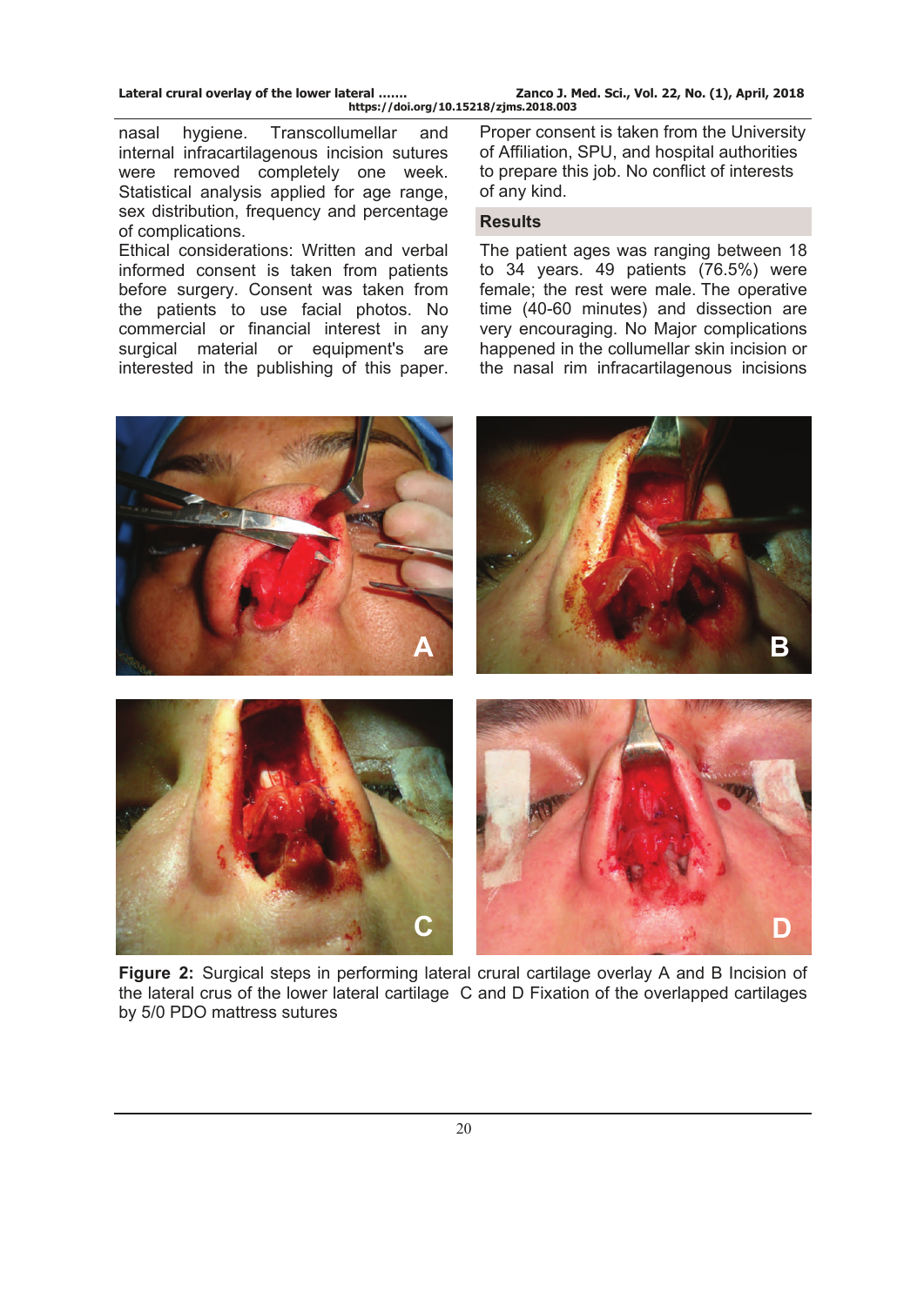nasal hygiene. Transcollumellar and internal infracartilagenous incision sutures were removed completely one week. Statistical analysis applied for age range, sex distribution, frequency and percentage of complications.

Ethical considerations: Written and verbal informed consent is taken from patients before surgery. Consent was taken from the patients to use facial photos. No commercial or financial interest in any surgical material or equipment's are interested in the publishing of this paper. Proper consent is taken from the University of Affiliation, SPU, and hospital authorities to prepare this job. No conflict of interests of any kind.

## Results

The patient ages was ranging between 18 to 34 years. 49 patients (76.5%) were female; the rest were male. The operative time (40-60 minutes) and dissection are very encouraging. No Major complications happened in the collumellar skin incision or the nasal rim infracartilagenous incisions

**Figure 2:** Surgical steps in performing lateral crural cartilage overlay A and B Incision of the lateral crus of the lower lateral cartilage C and D Fixation of the overlapped cartilages by 5/0 PDO mattress sutures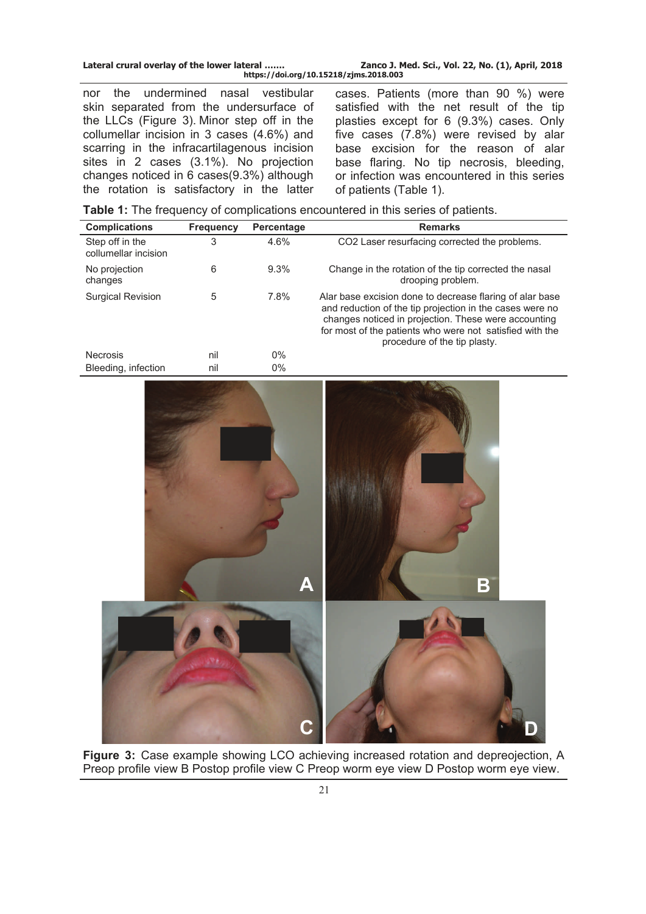nor the undermined nasal vestibular skin separated from the undersurface of the LLCs (Figure 3). Minor step off in the collumellar incision in 3 cases (4.6%) and scarring in the infracartilagenous incision sites in 2 cases (3.1%). No projection changes noticed in 6 cases(9.3%) although the rotation is satisfactory in the latter cases. Patients (more than 90 %) were satisfied with the net result of the tip plasties except for 6 (9.3%) cases. Only five cases (7.8%) were revised by alar base excision for the reason of alar base flaring. No tip necrosis, bleeding, or infection was encountered in this series of patients (Table 1).

**Table 1:** The frequency of complications encountered in this series of patients.

| Complications | Frequency | Percentage | Remarks |
|---|---|---|---|
| Step off in the collumellar incision | 3 | 4.6% | CO2 Laser resurfacing corrected the problems. |
| No projection changes | 6 | 9.3% | Change in the rotation of the tip corrected the nasal drooping problem. |
| Surgical Revision | 5 | 7.8% | Alar base excision done to decrease flaring of alar base and reduction of the tip projection in the cases were no changes noticed in projection. These were accounting for most of the patients who were not satisfied with the procedure of the tip plasty. |
| Necrosis | nil | 0% | |
| Bleeding, infection | nil | 0% | |

**Figure 3:** Case example showing LCO achieving increased rotation and depreojection, A Preop profile view B Postop profile view C Preop worm eye view D Postop worm eye view.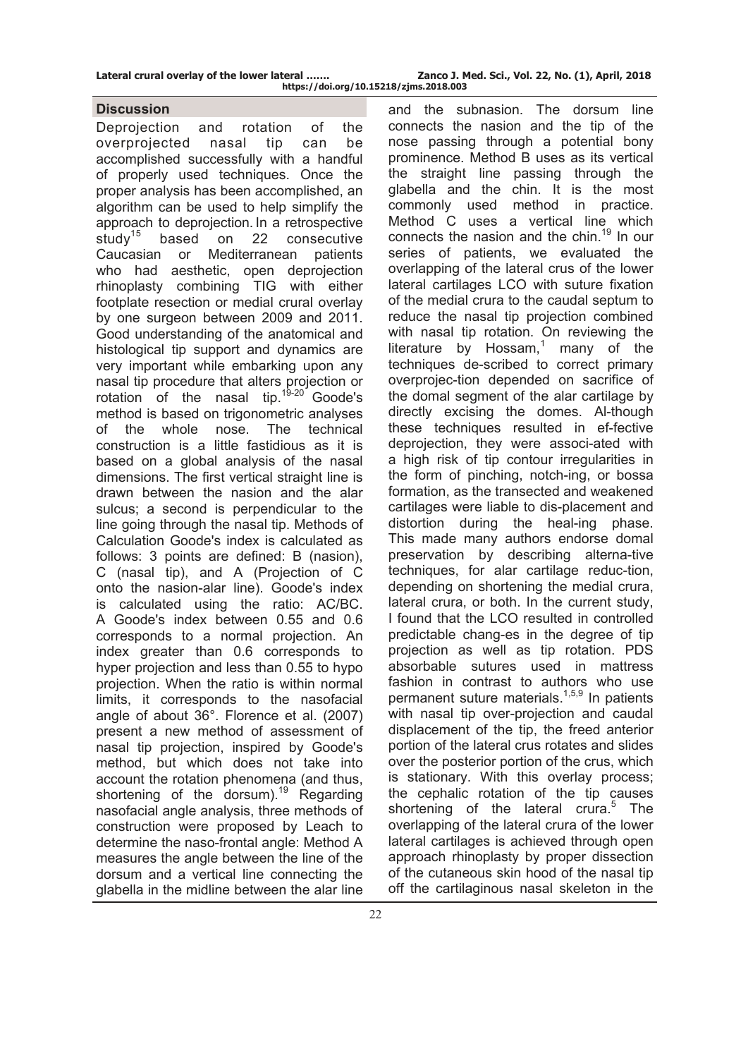## Discussion

Deprojection and rotation of the overprojected nasal tip can be accomplished successfully with a handful of properly used techniques. Once the proper analysis has been accomplished, an algorithm can be used to help simplify the approach to deprojection. In a retrospective study[15] based on 22 consecutive Caucasian or Mediterranean patients who had aesthetic, open deprojection rhinoplasty combining TIG with either footplate resection or medial crural overlay by one surgeon between 2009 and 2011. Good understanding of the anatomical and histological tip support and dynamics are very important while embarking upon any nasal tip procedure that alters projection or rotation of the nasal tip.[19-20] Goode's method is based on trigonometric analyses of the whole nose. The technical construction is a little fastidious as it is based on a global analysis of the nasal dimensions. The first vertical straight line is drawn between the nasion and the alar sulcus; a second is perpendicular to the line going through the nasal tip. Methods of Calculation Goode's index is calculated as follows: 3 points are defined: B (nasion), C (nasal tip), and A (Projection of C onto the nasion-alar line). Goode's index is calculated using the ratio: AC/BC. A Goode's index between 0.55 and 0.6 corresponds to a normal projection. An index greater than 0.6 corresponds to hyper projection and less than 0.55 to hypo projection. When the ratio is within normal limits, it corresponds to the nasofacial angle of about 36°. Florence et al. (2007) present a new method of assessment of nasal tip projection, inspired by Goode's method, but which does not take into account the rotation phenomena (and thus, shortening of the dorsum).[19] Regarding nasofacial angle analysis, three methods of construction were proposed by Leach to determine the naso-frontal angle: Method A measures the angle between the line of the dorsum and a vertical line connecting the glabella in the midline between the alar line and the subnasion. The dorsum line connects the nasion and the tip of the nose passing through a potential bony prominence. Method B uses as its vertical the straight line passing through the glabella and the chin. It is the most commonly used method in practice. Method C uses a vertical line which connects the nasion and the chin.[19] In our series of patients, we evaluated the overlapping of the lateral crus of the lower lateral cartilages LCO with suture fixation of the medial crura to the caudal septum to reduce the nasal tip projection combined with nasal tip rotation. On reviewing the literature by Hossam,[1] many of the techniques de-scribed to correct primary overprojec-tion depended on sacrifice of the domal segment of the alar cartilage by directly excising the domes. Al-though these techniques resulted in ef-fective deprojection, they were associ-ated with a high risk of tip contour irregularities in the form of pinching, notch-ing, or bossa formation, as the transected and weakened cartilages were liable to dis-placement and distortion during the heal-ing phase. This made many authors endorse domal preservation by describing alterna-tive techniques, for alar cartilage reduc-tion, depending on shortening the medial crura, lateral crura, or both. In the current study, I found that the LCO resulted in controlled predictable chang-es in the degree of tip projection as well as tip rotation. PDS absorbable sutures used in mattress fashion in contrast to authors who use permanent suture materials.[1,5,9] In patients with nasal tip over-projection and caudal displacement of the tip, the freed anterior portion of the lateral crus rotates and slides over the posterior portion of the crus, which is stationary. With this overlay process; the cephalic rotation of the tip causes shortening of the lateral crura.[5] The overlapping of the lateral crura of the lower lateral cartilages is achieved through open approach rhinoplasty by proper dissection of the cutaneous skin hood of the nasal tip off the cartilaginous nasal skeleton in the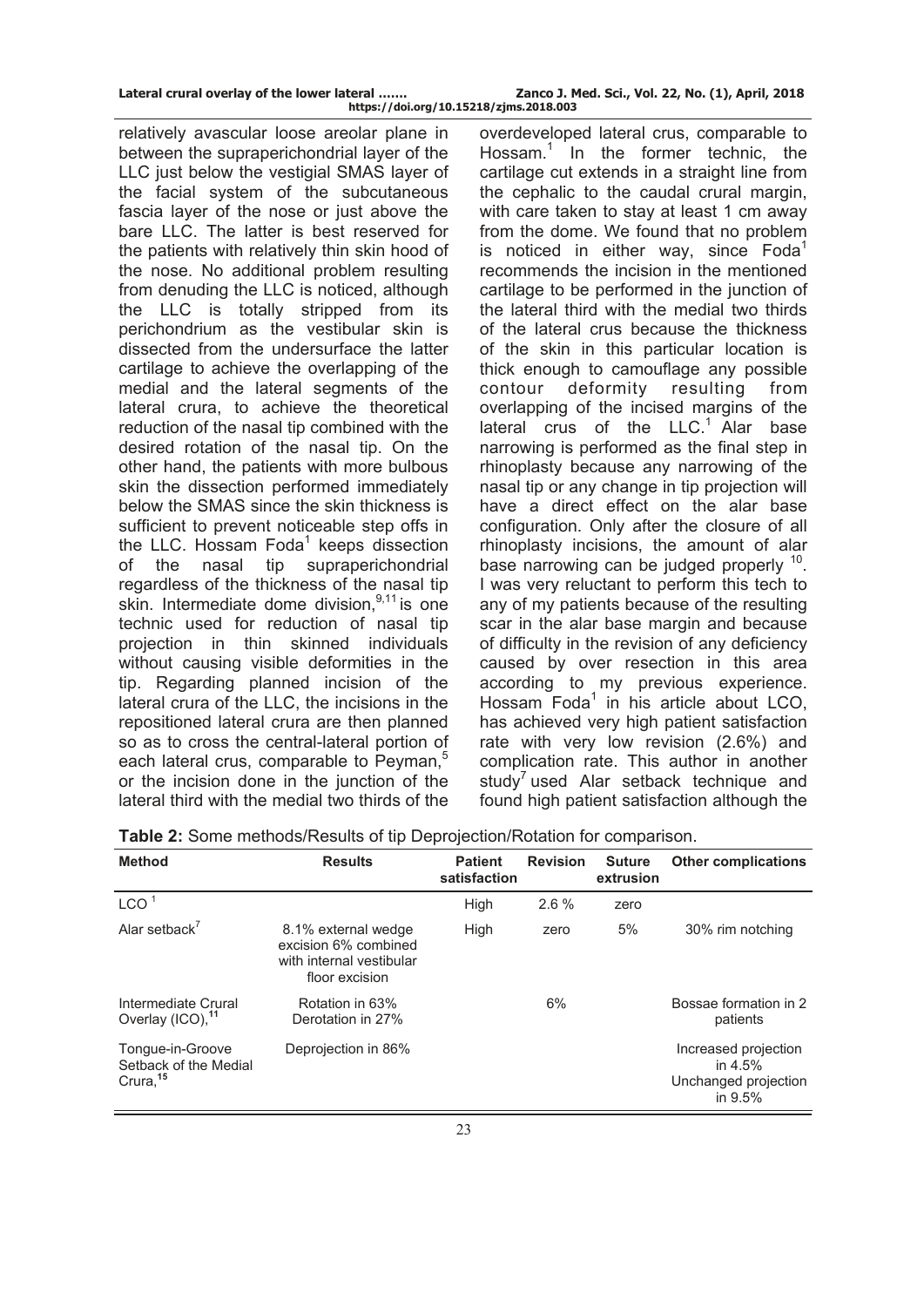relatively avascular loose areolar plane in between the supraperichondrial layer of the LLC just below the vestigial SMAS layer of the facial system of the subcutaneous fascia layer of the nose or just above the bare LLC. The latter is best reserved for the patients with relatively thin skin hood of the nose. No additional problem resulting from denuding the LLC is noticed, although the LLC is totally stripped from its perichondrium as the vestibular skin is dissected from the undersurface the latter cartilage to achieve the overlapping of the medial and the lateral segments of the lateral crura, to achieve the theoretical reduction of the nasal tip combined with the desired rotation of the nasal tip. On the other hand, the patients with more bulbous skin the dissection performed immediately below the SMAS since the skin thickness is sufficient to prevent noticeable step offs in the LLC. Hossam Foda[1] keeps dissection of the nasal tip supraperichondrial regardless of the thickness of the nasal tip skin. Intermediate dome division,[9,11] is one technic used for reduction of nasal tip projection in thin skinned individuals without causing visible deformities in the tip. Regarding planned incision of the lateral crura of the LLC, the incisions in the repositioned lateral crura are then planned so as to cross the central-lateral portion of each lateral crus, comparable to Peyman,[5] or the incision done in the junction of the lateral third with the medial two thirds of the overdeveloped lateral crus, comparable to Hossam.[1] In the former technic, the cartilage cut extends in a straight line from the cephalic to the caudal crural margin, with care taken to stay at least 1 cm away from the dome. We found that no problem is noticed in either way, since Foda[1] recommends the incision in the mentioned cartilage to be performed in the junction of the lateral third with the medial two thirds of the lateral crus because the thickness of the skin in this particular location is thick enough to camouflage any possible contour deformity resulting from overlapping of the incised margins of the lateral crus of the LLC.[1] Alar base narrowing is performed as the final step in rhinoplasty because any narrowing of the nasal tip or any change in tip projection will have a direct effect on the alar base configuration. Only after the closure of all rhinoplasty incisions, the amount of alar base narrowing can be judged properly [10]. I was very reluctant to perform this tech to any of my patients because of the resulting scar in the alar base margin and because of difficulty in the revision of any deficiency caused by over resection in this area according to my previous experience. Hossam Foda[1] in his article about LCO, has achieved very high patient satisfaction rate with very low revision (2.6%) and complication rate. This author in another study[7] used Alar setback technique and found high patient satisfaction although the

**Table 2:** Some methods/Results of tip Deprojection/Rotation for comparison.

| Method | Results | Patient satisfaction | Revision | Suture extrusion | Other complications |
|---|---|---|---|---|---|
| LCO [1] | | High | 2.6 % | zero | |
| Alar setback[7] | 8.1% external wedge excision 6% combined with internal vestibular floor excision | High | zero | 5% | 30% rim notching |
| Intermediate Crural Overlay (ICO),[11] | Rotation in 63% Derotation in 27% | | 6% | | Bossae formation in 2 patients |
| Tongue-in-Groove Setback of the Medial Crura,[15] | Deprojection in 86% | | | | Increased projection in 4.5% Unchanged projection in 9.5% |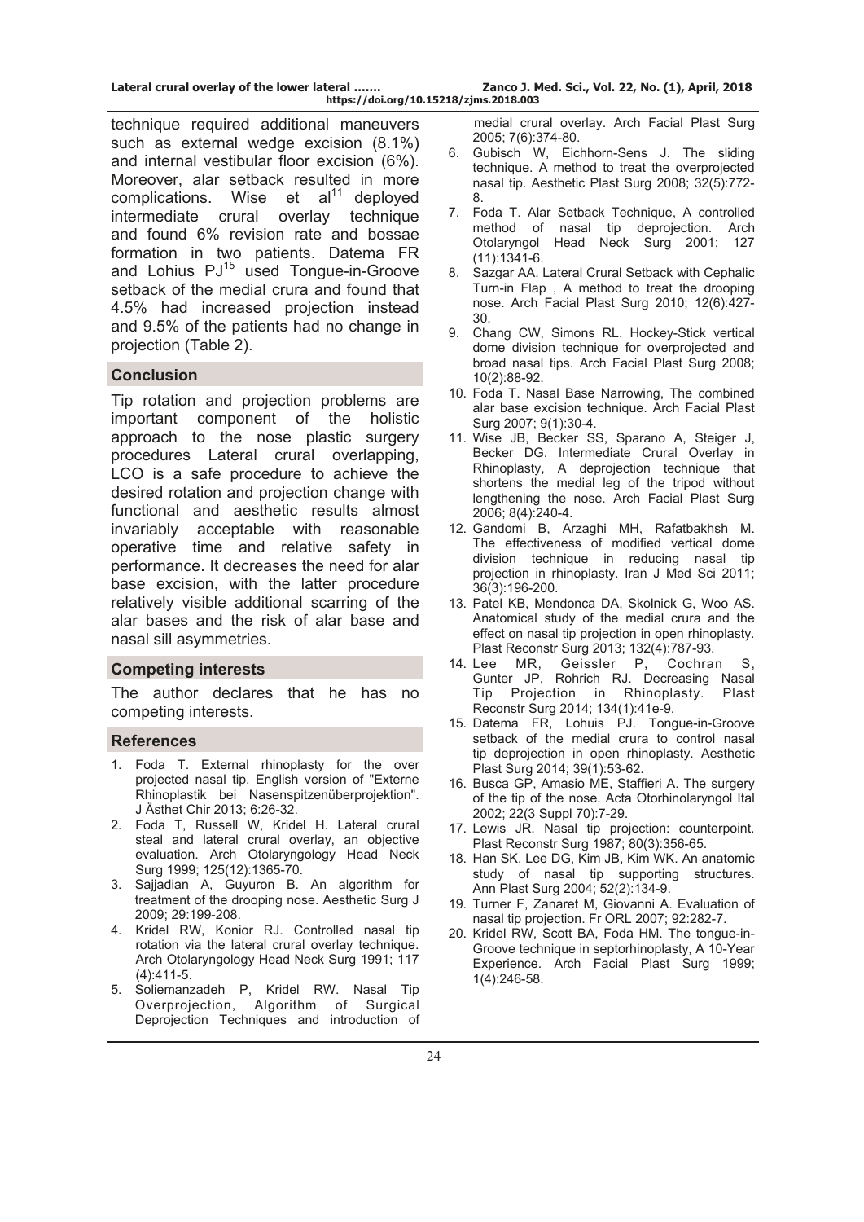technique required additional maneuvers such as external wedge excision (8.1%) and internal vestibular floor excision (6%). Moreover, alar setback resulted in more complications. Wise et al[11] deployed intermediate crural overlay technique and found 6% revision rate and bossae formation in two patients. Datema FR and Lohius PJ[15] used Tongue-in-Groove setback of the medial crura and found that 4.5% had increased projection instead and 9.5% of the patients had no change in projection (Table 2).

## Conclusion

Tip rotation and projection problems are important component of the holistic approach to the nose plastic surgery procedures Lateral crural overlapping, LCO is a safe procedure to achieve the desired rotation and projection change with functional and aesthetic results almost invariably acceptable with reasonable operative time and relative safety in performance. It decreases the need for alar base excision, with the latter procedure relatively visible additional scarring of the alar bases and the risk of alar base and nasal sill asymmetries.

## Competing interests

The author declares that he has no competing interests.

## References

1. Foda T. External rhinoplasty for the over projected nasal tip. English version of "Externe Rhinoplastik bei Nasenspitzenüberprojektion". J Ästhet Chir 2013; 6:26-32.
2. Foda T, Russell W, Kridel H. Lateral crural steal and lateral crural overlay, an objective evaluation. Arch Otolaryngology Head Neck Surg 1999; 125(12):1365-70.
3. Sajjadian A, Guyuron B. An algorithm for treatment of the drooping nose. Aesthetic Surg J 2009; 29:199-208.
4. Kridel RW, Konior RJ. Controlled nasal tip rotation via the lateral crural overlay technique. Arch Otolaryngology Head Neck Surg 1991; 117 (4):411-5.
5. Soliemanzadeh P, Kridel RW. Nasal Tip Overprojection, Algorithm of Surgical Deprojection Techniques and introduction of medial crural overlay. Arch Facial Plast Surg 2005; 7(6):374-80.
6. Gubisch W, Eichhorn-Sens J. The sliding technique. A method to treat the overprojected nasal tip. Aesthetic Plast Surg 2008; 32(5):772-8.
7. Foda T. Alar Setback Technique, A controlled method of nasal tip deprojection. Arch Otolaryngol Head Neck Surg 2001; 127 (11):1341-6.
8. Sazgar AA. Lateral Crural Setback with Cephalic Turn-in Flap , A method to treat the drooping nose. Arch Facial Plast Surg 2010; 12(6):427-30.
9. Chang CW, Simons RL. Hockey-Stick vertical dome division technique for overprojected and broad nasal tips. Arch Facial Plast Surg 2008; 10(2):88-92.
10. Foda T. Nasal Base Narrowing, The combined alar base excision technique. Arch Facial Plast Surg 2007; 9(1):30-4.
11. Wise JB, Becker SS, Sparano A, Steiger J, Becker DG. Intermediate Crural Overlay in Rhinoplasty, A deprojection technique that shortens the medial leg of the tripod without lengthening the nose. Arch Facial Plast Surg 2006; 8(4):240-4.
12. Gandomi B, Arzaghi MH, Rafatbakhsh M. The effectiveness of modified vertical dome division technique in reducing nasal tip projection in rhinoplasty. Iran J Med Sci 2011; 36(3):196-200.
13. Patel KB, Mendonca DA, Skolnick G, Woo AS. Anatomical study of the medial crura and the effect on nasal tip projection in open rhinoplasty. Plast Reconstr Surg 2013; 132(4):787-93.
14. Lee MR, Geissler P, Cochran S, Gunter JP, Rohrich RJ. Decreasing Nasal Tip Projection in Rhinoplasty. Plast Reconstr Surg 2014; 134(1):41e-9.
15. Datema FR, Lohuis PJ. Tongue-in-Groove setback of the medial crura to control nasal tip deprojection in open rhinoplasty. Aesthetic Plast Surg 2014; 39(1):53-62.
16. Busca GP, Amasio ME, Staffieri A. The surgery of the tip of the nose. Acta Otorhinolaryngol Ital 2002; 22(3 Suppl 70):7-29.
17. Lewis JR. Nasal tip projection: counterpoint. Plast Reconstr Surg 1987; 80(3):356-65.
18. Han SK, Lee DG, Kim JB, Kim WK. An anatomic study of nasal tip supporting structures. Ann Plast Surg 2004; 52(2):134-9.
19. Turner F, Zanaret M, Giovanni A. Evaluation of nasal tip projection. Fr ORL 2007; 92:282-7.
20. Kridel RW, Scott BA, Foda HM. The tongue-in-Groove technique in septorhinoplasty, A 10-Year Experience. Arch Facial Plast Surg 1999; 1(4):246-58.